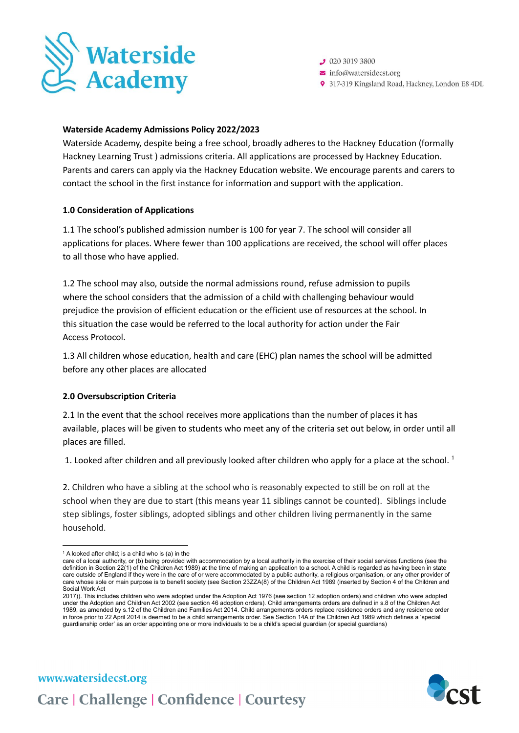**Waterside Academy Admissions Policy 2022/2023**

Waterside Academy, despite being a free school, broadly adheres to the Hackney Education (formally Hackney Learning Trust ) admissions criteria. All applications are processed by Hackney Education. Parents and carers can apply via the Hackney Education website. We encourage parents and carers to contact the school in the first instance for information and support with the application.

**1.0 Consideration of Applications**

1.1 The school's published admission number is 100 for year 7. The school will consider all applications for places. Where fewer than 100 applications are received, the school will offer places to all those who have applied.

1.2 The school may also, outside the normal admissions round, refuse admission to pupils where the school considers that the admission of a child with challenging behaviour would prejudice the provision of efficient education or the efficient use of resources at the school. In this situation the case would be referred to the local authority for action under the Fair Access Protocol.

1.3 All children whose education, health and care (EHC) plan names the school will be admitted before any other places are allocated

**2.0 Oversubscription Criteria**

2.1 In the event that the school receives more applications than the number of places it has available, places will be given to students who meet any of the criteria set out below, in order until all places are filled.

1. Looked after children and all previously looked after children who apply for a place at the school. [1]

2. Children who have a sibling at the school who is reasonably expected to still be on roll at the school when they are due to start (this means year 11 siblings cannot be counted). Siblings include step siblings, foster siblings, adopted siblings and other children living permanently in the same household.

---

[1] A looked after child; is a child who is (a) in the care of a local authority, or (b) being provided with accommodation by a local authority in the exercise of their social services functions (see the definition in Section 22(1) of the Children Act 1989) at the time of making an application to a school. A child is regarded as having been in state care outside of England if they were in the care of or were accommodated by a public authority, a religious organisation, or any other provider of care whose sole or main purpose is to benefit society (see Section 23ZZA(8) of the Children Act 1989 (inserted by Section 4 of the Children and Social Work Act 2017)). This includes children who were adopted under the Adoption Act 1976 (see section 12 adoption orders) and children who were adopted under the Adoption and Children Act 2002 (see section 46 adoption orders). Child arrangements orders are defined in s.8 of the Children Act 1989, as amended by s.12 of the Children and Families Act 2014. Child arrangements orders replace residence orders and any residence order in force prior to 22 April 2014 is deemed to be a child arrangements order. See Section 14A of the Children Act 1989 which defines a 'special guardianship order' as an order appointing one or more individuals to be a child's special guardian (or special guardians)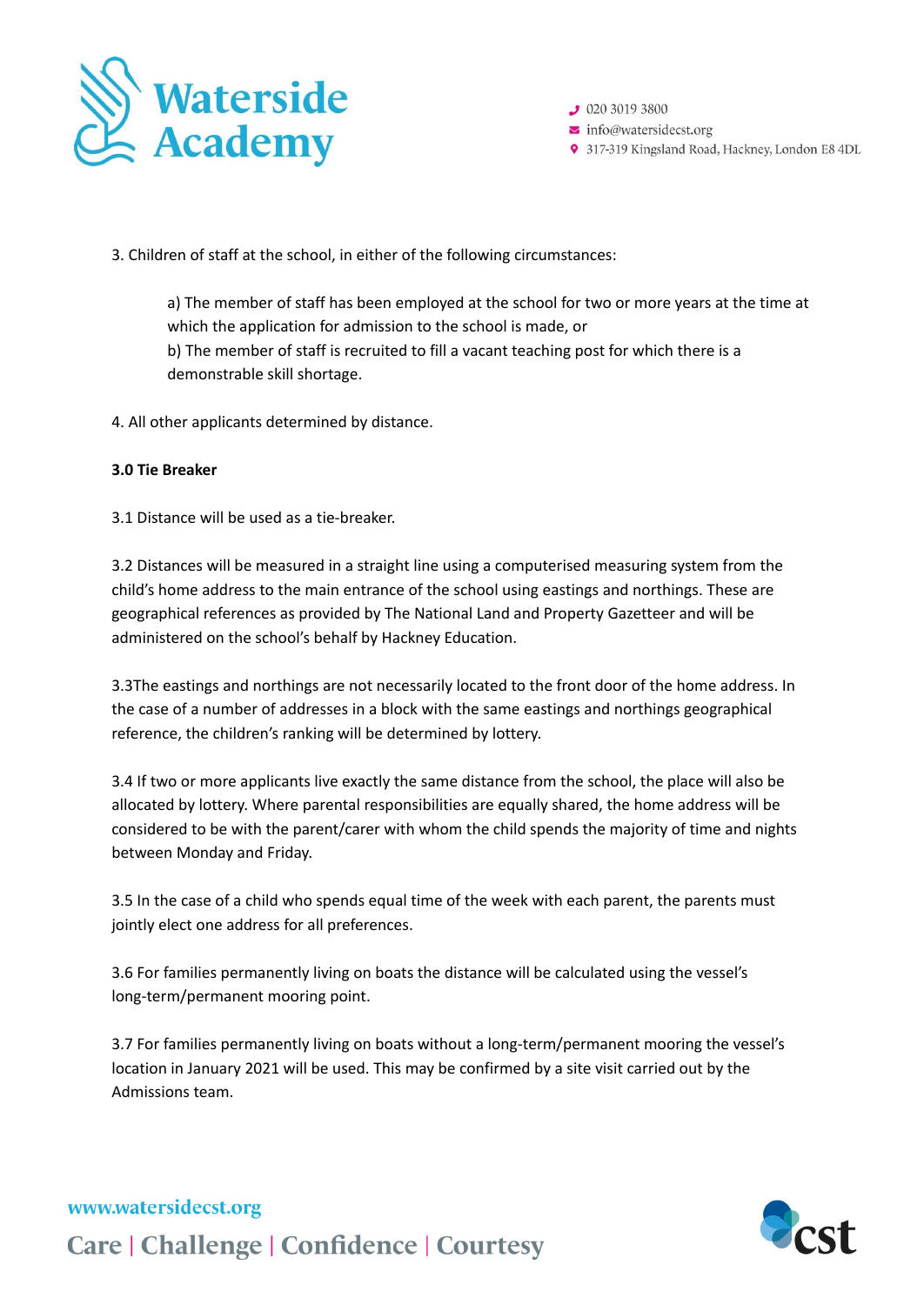3. Children of staff at the school, in either of the following circumstances:

   a) The member of staff has been employed at the school for two or more years at the time at which the application for admission to the school is made, or
   b) The member of staff is recruited to fill a vacant teaching post for which there is a demonstrable skill shortage.

4. All other applicants determined by distance.

**3.0 Tie Breaker**

3.1 Distance will be used as a tie-breaker.

3.2 Distances will be measured in a straight line using a computerised measuring system from the child's home address to the main entrance of the school using eastings and northings. These are geographical references as provided by The National Land and Property Gazetteer and will be administered on the school's behalf by Hackney Education.

3.3The eastings and northings are not necessarily located to the front door of the home address. In the case of a number of addresses in a block with the same eastings and northings geographical reference, the children's ranking will be determined by lottery.

3.4 If two or more applicants live exactly the same distance from the school, the place will also be allocated by lottery. Where parental responsibilities are equally shared, the home address will be considered to be with the parent/carer with whom the child spends the majority of time and nights between Monday and Friday.

3.5 In the case of a child who spends equal time of the week with each parent, the parents must jointly elect one address for all preferences.

3.6 For families permanently living on boats the distance will be calculated using the vessel's long-term/permanent mooring point.

3.7 For families permanently living on boats without a long-term/permanent mooring the vessel's location in January 2021 will be used. This may be confirmed by a site visit carried out by the Admissions team.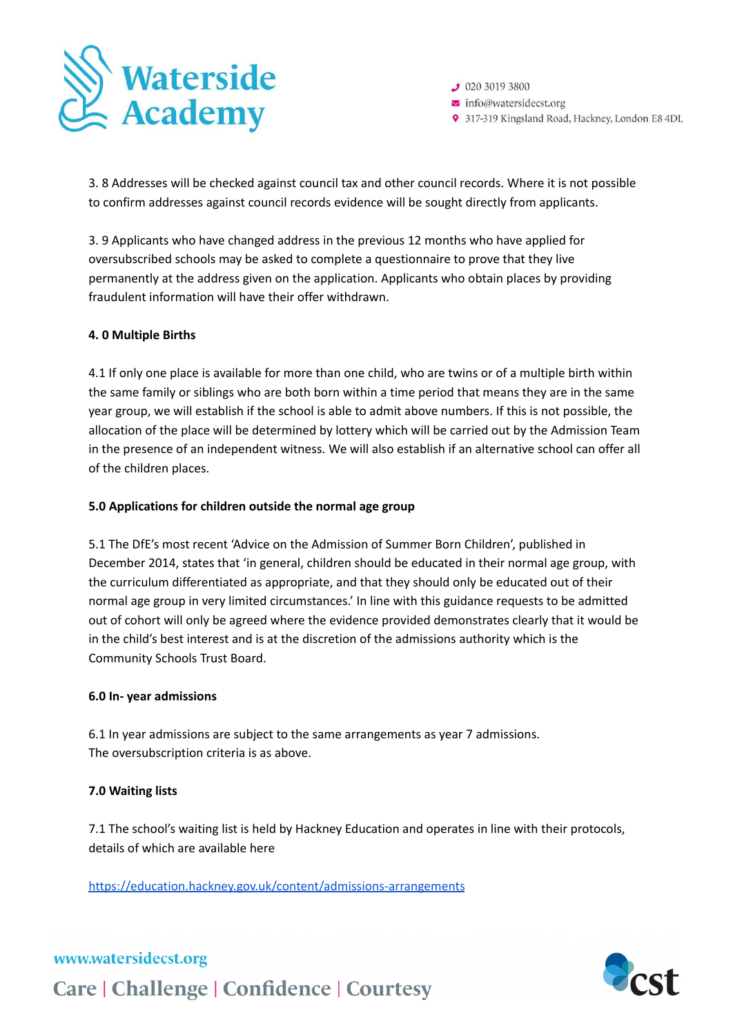3. 8 Addresses will be checked against council tax and other council records. Where it is not possible to confirm addresses against council records evidence will be sought directly from applicants.

3. 9 Applicants who have changed address in the previous 12 months who have applied for oversubscribed schools may be asked to complete a questionnaire to prove that they live permanently at the address given on the application. Applicants who obtain places by providing fraudulent information will have their offer withdrawn.

**4. 0 Multiple Births**

4.1 If only one place is available for more than one child, who are twins or of a multiple birth within the same family or siblings who are both born within a time period that means they are in the same year group, we will establish if the school is able to admit above numbers. If this is not possible, the allocation of the place will be determined by lottery which will be carried out by the Admission Team in the presence of an independent witness. We will also establish if an alternative school can offer all of the children places.

**5.0 Applications for children outside the normal age group**

5.1 The DfE's most recent 'Advice on the Admission of Summer Born Children', published in December 2014, states that 'in general, children should be educated in their normal age group, with the curriculum differentiated as appropriate, and that they should only be educated out of their normal age group in very limited circumstances.' In line with this guidance requests to be admitted out of cohort will only be agreed where the evidence provided demonstrates clearly that it would be in the child's best interest and is at the discretion of the admissions authority which is the Community Schools Trust Board.

**6.0 In- year admissions**

6.1 In year admissions are subject to the same arrangements as year 7 admissions.
The oversubscription criteria is as above.

**7.0 Waiting lists**

7.1 The school's waiting list is held by Hackney Education and operates in line with their protocols, details of which are available here

[https://education.hackney.gov.uk/content/admissions-arrangements](https://education.hackney.gov.uk/content/admissions-arrangements)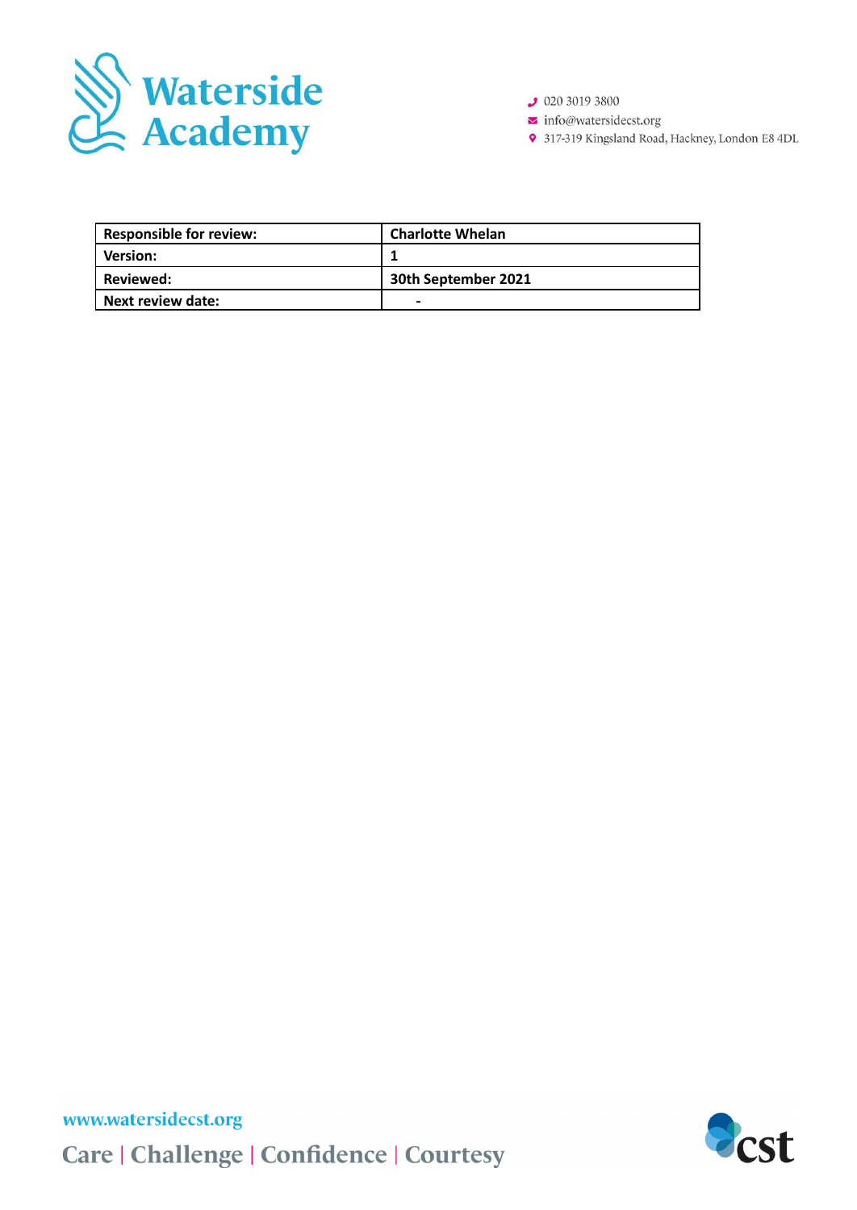| | |
|---|---|
| **Responsible for review:** | **Charlotte Whelan** |
| **Version:** | **1** |
| **Reviewed:** | **30th September 2021** |
| **Next review date:** | **-** |